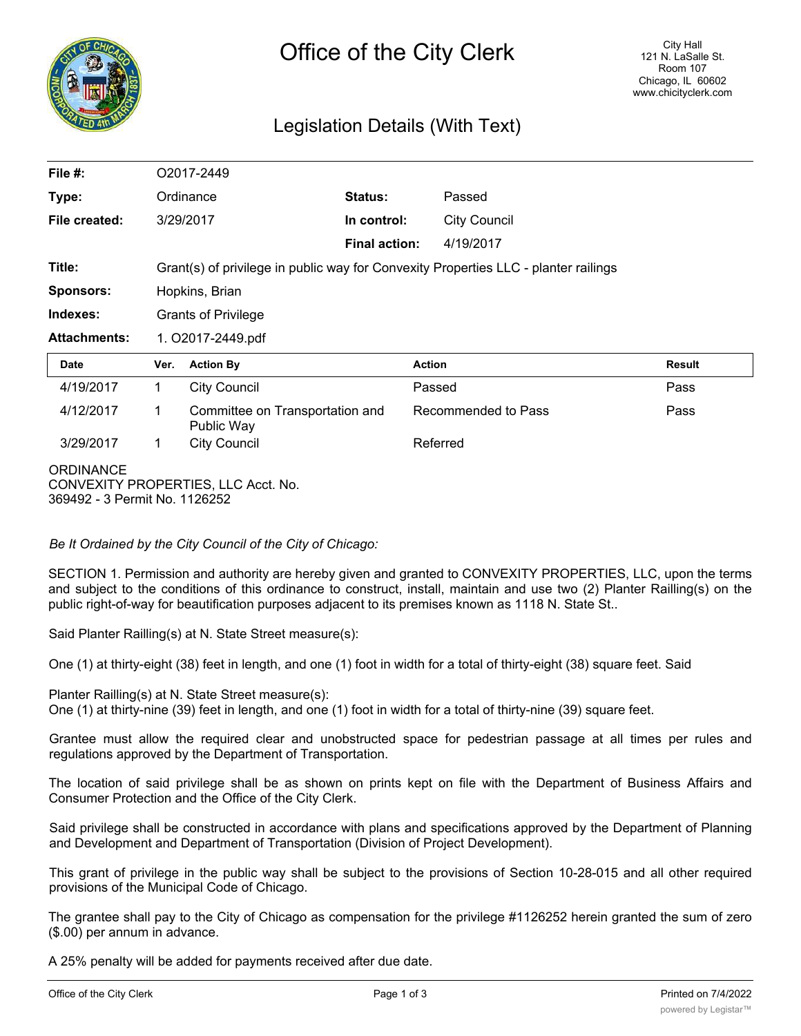# Office of the City Clerk

City Hall
121 N. LaSalle St.
Room 107
Chicago, IL 60602
www.chicityclerk.com

## Legislation Details (With Text)

| | | | |
|---|---|---|---|
| **File #:** | O2017-2449 | | |
| **Type:** | Ordinance | **Status:** | Passed |
| **File created:** | 3/29/2017 | **In control:** | City Council |
| | | **Final action:** | 4/19/2017 |
| **Title:** | Grant(s) of privilege in public way for Convexity Properties LLC - planter railings | | |
| **Sponsors:** | Hopkins, Brian | | |
| **Indexes:** | Grants of Privilege | | |
| **Attachments:** | 1. O2017-2449.pdf | | |

| Date | Ver. | Action By | Action | Result |
|---|---|---|---|---|
| 4/19/2017 | 1 | City Council | Passed | Pass |
| 4/12/2017 | 1 | Committee on Transportation and Public Way | Recommended to Pass | Pass |
| 3/29/2017 | 1 | City Council | Referred | |

ORDINANCE
CONVEXITY PROPERTIES, LLC Acct. No.
369492 - 3 Permit No. 1126252

*Be It Ordained by the City Council of the City of Chicago:*

SECTION 1. Permission and authority are hereby given and granted to CONVEXITY PROPERTIES, LLC, upon the terms and subject to the conditions of this ordinance to construct, install, maintain and use two (2) Planter Railling(s) on the public right-of-way for beautification purposes adjacent to its premises known as 1118 N. State St..

Said Planter Railling(s) at N. State Street measure(s):

One (1) at thirty-eight (38) feet in length, and one (1) foot in width for a total of thirty-eight (38) square feet. Said

Planter Railling(s) at N. State Street measure(s):
One (1) at thirty-nine (39) feet in length, and one (1) foot in width for a total of thirty-nine (39) square feet.

Grantee must allow the required clear and unobstructed space for pedestrian passage at all times per rules and regulations approved by the Department of Transportation.

The location of said privilege shall be as shown on prints kept on file with the Department of Business Affairs and Consumer Protection and the Office of the City Clerk.

Said privilege shall be constructed in accordance with plans and specifications approved by the Department of Planning and Development and Department of Transportation (Division of Project Development).

This grant of privilege in the public way shall be subject to the provisions of Section 10-28-015 and all other required provisions of the Municipal Code of Chicago.

The grantee shall pay to the City of Chicago as compensation for the privilege #1126252 herein granted the sum of zero ($.00) per annum in advance.

A 25% penalty will be added for payments received after due date.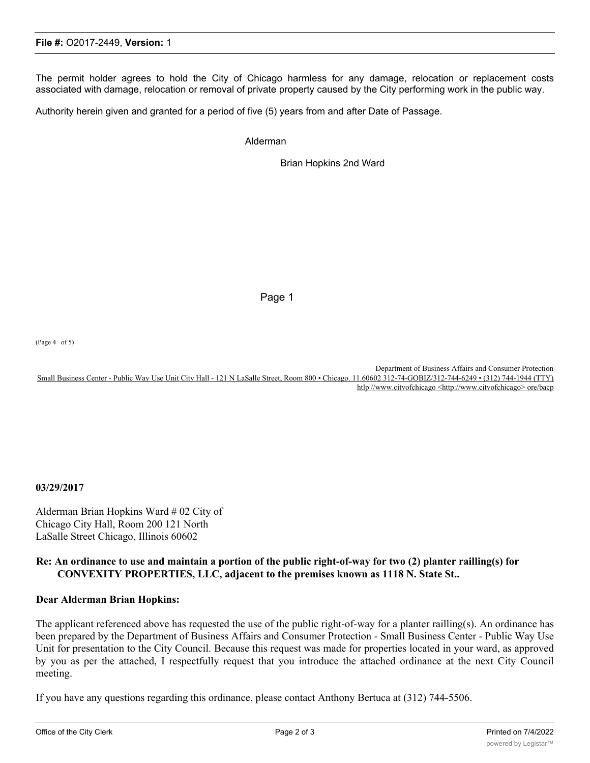The permit holder agrees to hold the City of Chicago harmless for any damage, relocation or replacement costs associated with damage, relocation or removal of private property caused by the City performing work in the public way.

Authority herein given and granted for a period of five (5) years from and after Date of Passage.

Alderman

Brian Hopkins 2nd Ward

Page 1

(Page 4 of 5)

Department of Business Affairs and Consumer Protection
Small Business Center - Public Way Use Unit City Hall - 121 N LaSalle Street, Room 800 • Chicago. 11.60602 312-74-GOBIZ/312-744-6249 • (312) 744-1944 (TTY)
htlp //www.citvofchicago <http://www.citvofchicago> ore/bacp

**03/29/2017**

Alderman Brian Hopkins Ward # 02 City of Chicago City Hall, Room 200 121 North LaSalle Street Chicago, Illinois 60602

**Re: An ordinance to use and maintain a portion of the public right-of-way for two (2) planter railling(s) for CONVEXITY PROPERTIES, LLC, adjacent to the premises known as 1118 N. State St..**

**Dear Alderman Brian Hopkins:**

The applicant referenced above has requested the use of the public right-of-way for a planter railling(s). An ordinance has been prepared by the Department of Business Affairs and Consumer Protection - Small Business Center - Public Way Use Unit for presentation to the City Council. Because this request was made for properties located in your ward, as approved by you as per the attached, I respectfully request that you introduce the attached ordinance at the next City Council meeting.

If you have any questions regarding this ordinance, please contact Anthony Bertuca at (312) 744-5506.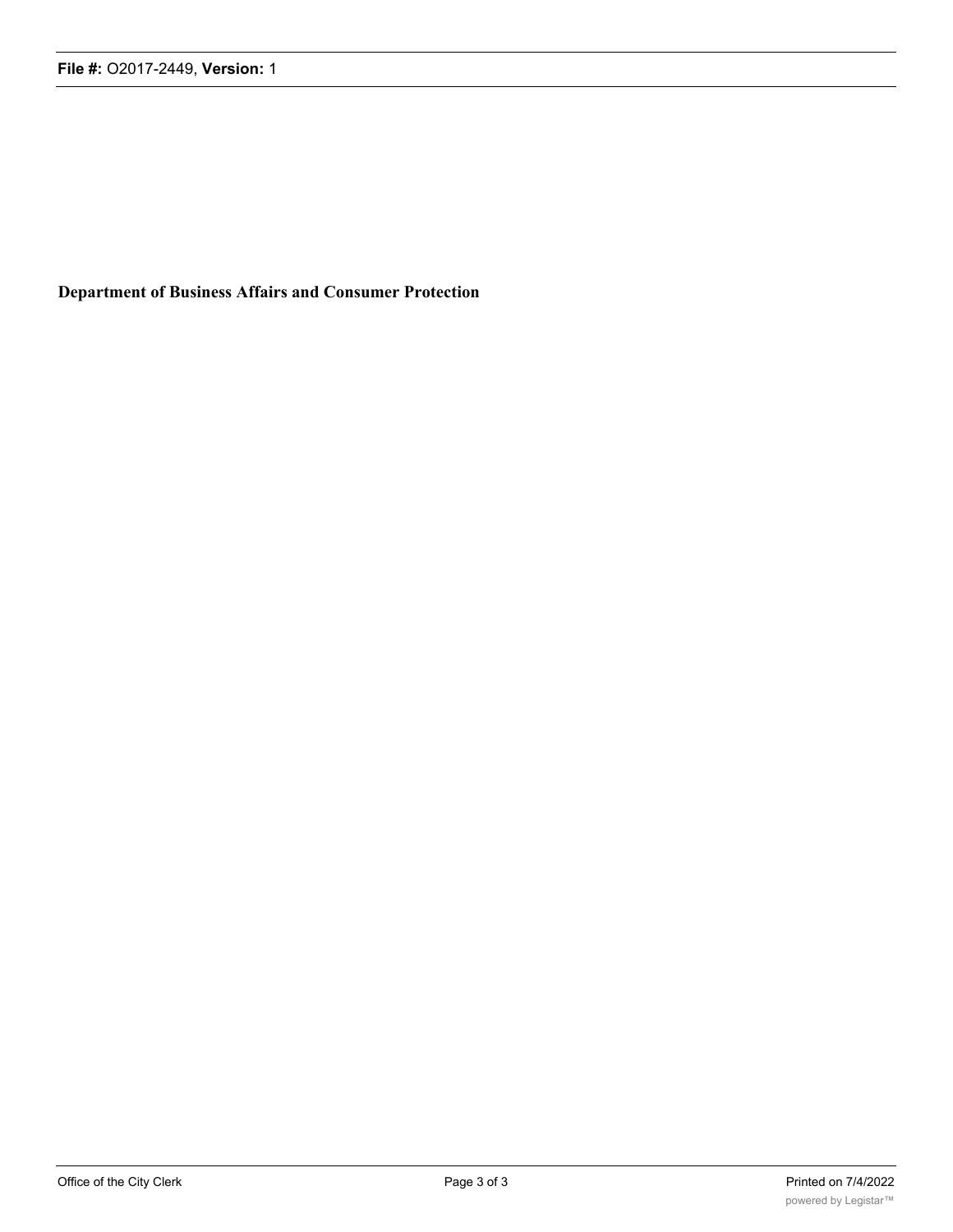**Department of Business Affairs and Consumer Protection**